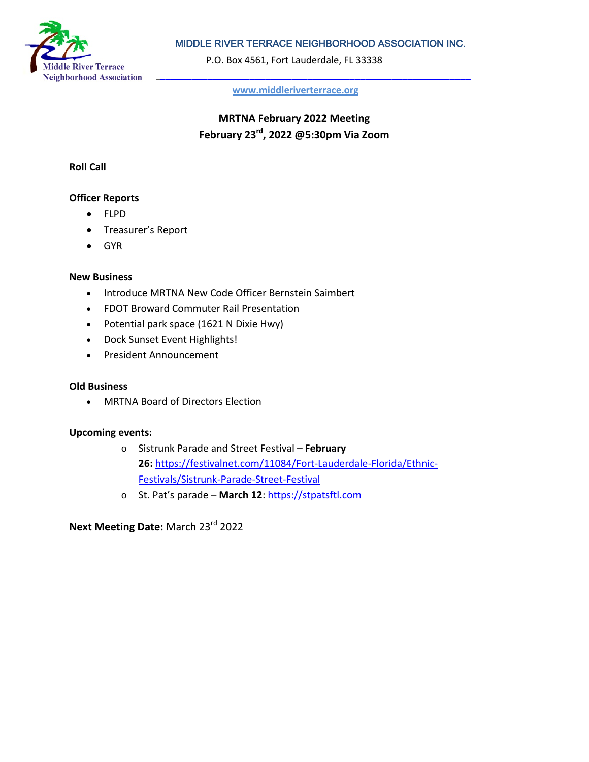Middle River Terrace Neighborhood Association

MIDDLE RIVER TERRACE NEIGHBORHOOD ASSOCIATION INC.

P.O. Box 4561, Fort Lauderdale, FL 33338

www.middleriverterrace.org

**MRTNA February 2022 Meeting**
**February 23rd, 2022 @5:30pm Via Zoom**

**Roll Call**

**Officer Reports**

- FLPD
- Treasurer's Report
- GYR

**New Business**

- Introduce MRTNA New Code Officer Bernstein Saimbert
- FDOT Broward Commuter Rail Presentation
- Potential park space (1621 N Dixie Hwy)
- Dock Sunset Event Highlights!
- President Announcement

**Old Business**

- MRTNA Board of Directors Election

**Upcoming events:**

- Sistrunk Parade and Street Festival – **February 26:** https://festivalnet.com/11084/Fort-Lauderdale-Florida/Ethnic-Festivals/Sistrunk-Parade-Street-Festival
- St. Pat's parade – **March 12**: https://stpatsftl.com

**Next Meeting Date:** March 23rd 2022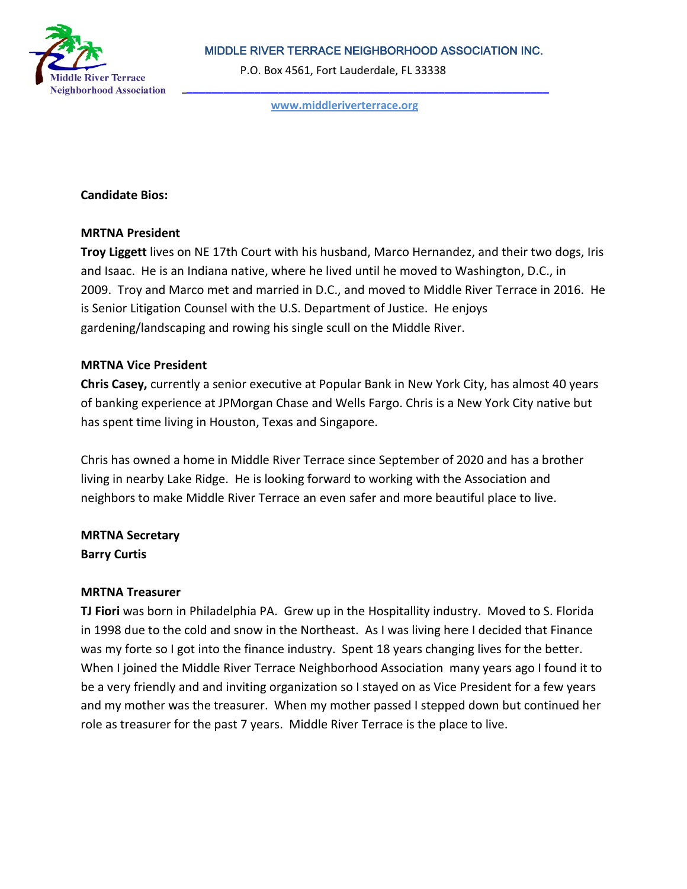MIDDLE RIVER TERRACE NEIGHBORHOOD ASSOCIATION INC.

P.O. Box 4561, Fort Lauderdale, FL 33338

www.middleriverterrace.org

**Candidate Bios:**

**MRTNA President**

**Troy Liggett** lives on NE 17th Court with his husband, Marco Hernandez, and their two dogs, Iris and Isaac. He is an Indiana native, where he lived until he moved to Washington, D.C., in 2009. Troy and Marco met and married in D.C., and moved to Middle River Terrace in 2016. He is Senior Litigation Counsel with the U.S. Department of Justice. He enjoys gardening/landscaping and rowing his single scull on the Middle River.

**MRTNA Vice President**

**Chris Casey,** currently a senior executive at Popular Bank in New York City, has almost 40 years of banking experience at JPMorgan Chase and Wells Fargo. Chris is a New York City native but has spent time living in Houston, Texas and Singapore.

Chris has owned a home in Middle River Terrace since September of 2020 and has a brother living in nearby Lake Ridge. He is looking forward to working with the Association and neighbors to make Middle River Terrace an even safer and more beautiful place to live.

**MRTNA Secretary**
**Barry Curtis**

**MRTNA Treasurer**

**TJ Fiori** was born in Philadelphia PA. Grew up in the Hospitallity industry. Moved to S. Florida in 1998 due to the cold and snow in the Northeast. As I was living here I decided that Finance was my forte so I got into the finance industry. Spent 18 years changing lives for the better. When I joined the Middle River Terrace Neighborhood Association many years ago I found it to be a very friendly and and inviting organization so I stayed on as Vice President for a few years and my mother was the treasurer. When my mother passed I stepped down but continued her role as treasurer for the past 7 years. Middle River Terrace is the place to live.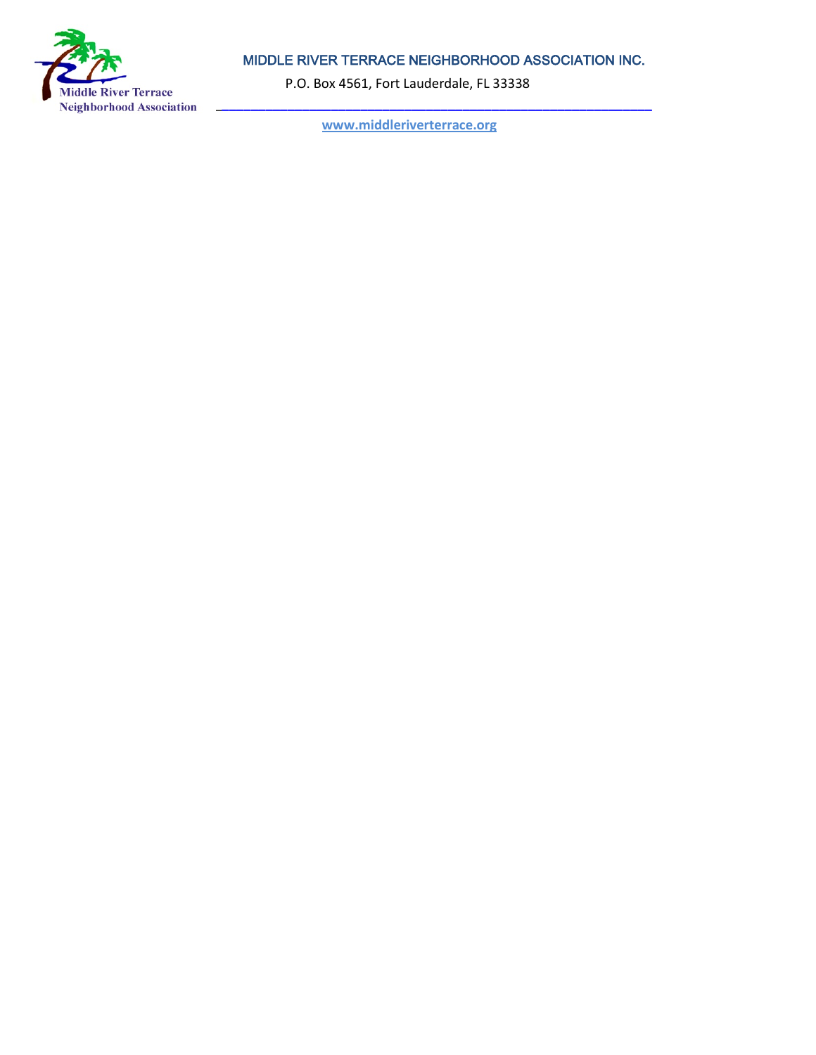MIDDLE RIVER TERRACE NEIGHBORHOOD ASSOCIATION INC.

P.O. Box 4561, Fort Lauderdale, FL 33338

www.middleriverterrace.org